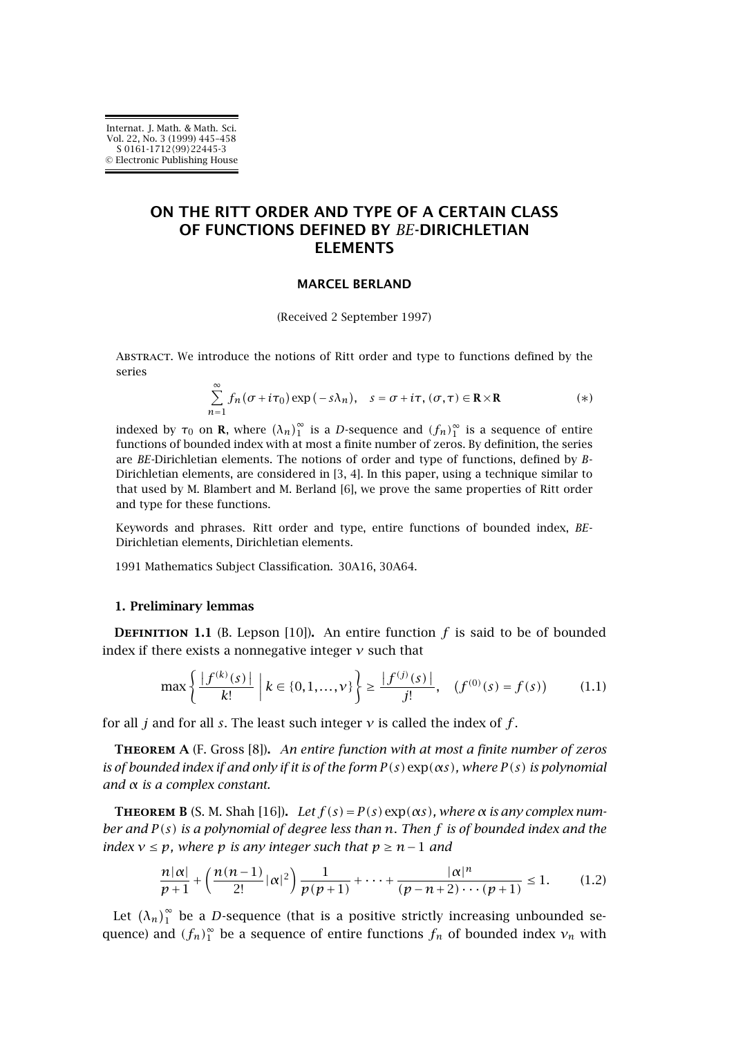# ON THE RITT ORDER AND TYPE OF A CERTAIN CLASS OF FUNCTIONS DEFINED BY *BE*-DIRICHLETIAN ELEMENTS

**MARCEL BERLAND**

(Received 2 September 1997)

Abstract. We introduce the notions of Ritt order and type to functions defined by the series

$$\sum_{n=1}^{\infty} f_n(\sigma + i\tau_0)\exp(-s\lambda_n), \quad s = \sigma + i\tau,\ (\sigma,\tau) \in \mathbf{R}\times\mathbf{R} \tag{$*$}$$

indexed by $\tau_0$ on $\mathbf{R}$, where $(\lambda_n)_1^{\infty}$ is a *D*-sequence and $(f_n)_1^{\infty}$ is a sequence of entire functions of bounded index with at most a finite number of zeros. By definition, the series are *BE*-Dirichletian elements. The notions of order and type of functions, defined by *B*-Dirichletian elements, are considered in [3, 4]. In this paper, using a technique similar to that used by M. Blambert and M. Berland [6], we prove the same properties of Ritt order and type for these functions.

Keywords and phrases. Ritt order and type, entire functions of bounded index, *BE*-Dirichletian elements, Dirichletian elements.

1991 Mathematics Subject Classification. 30A16, 30A64.

## 1. Preliminary lemmas

**Definition 1.1** (B. Lepson [10]). An entire function $f$ is said to be of bounded index if there exists a nonnegative integer $\nu$ such that

$$\max\left\{\frac{|f^{(k)}(s)|}{k!} \;\middle|\; k \in \{0,1,\dots,\nu\}\right\} \geq \frac{|f^{(j)}(s)|}{j!}, \quad \left(f^{(0)}(s) = f(s)\right) \tag{1.1}$$

for all $j$ and for all $s$. The least such integer $\nu$ is called the index of $f$.

**Theorem A** (F. Gross [8]). *An entire function with at most a finite number of zeros is of bounded index if and only if it is of the form $P(s)\exp(\alpha s)$, where $P(s)$ is polynomial and $\alpha$ is a complex constant.*

**Theorem B** (S. M. Shah [16]). *Let $f(s) = P(s)\exp(\alpha s)$, where $\alpha$ is any complex number and $P(s)$ is a polynomial of degree less than $n$. Then $f$ is of bounded index and the index $\nu \leq p$, where $p$ is any integer such that $p \geq n-1$ and*

$$\frac{n|\alpha|}{p+1} + \left(\frac{n(n-1)}{2!}|\alpha|^2\right)\frac{1}{p(p+1)} + \cdots + \frac{|\alpha|^n}{(p-n+2)\cdots(p+1)} \leq 1. \tag{1.2}$$

Let $(\lambda_n)_1^{\infty}$ be a *D*-sequence (that is a positive strictly increasing unbounded sequence) and $(f_n)_1^{\infty}$ be a sequence of entire functions $f_n$ of bounded index $\nu_n$ with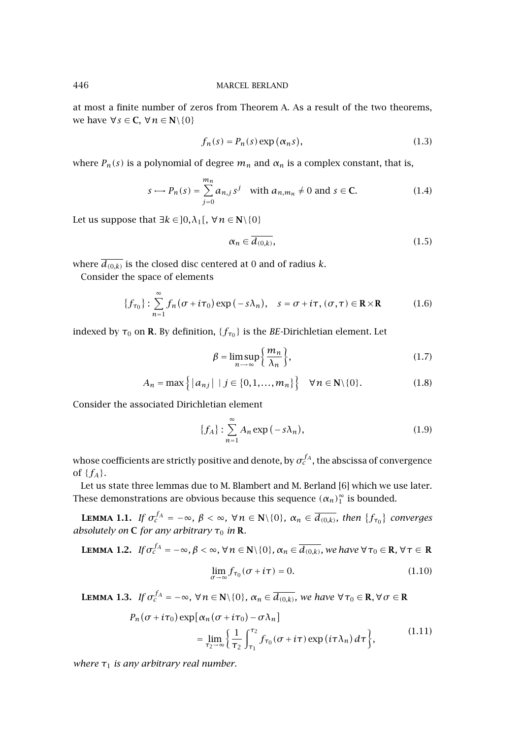at most a finite number of zeros from Theorem A. As a result of the two theorems, we have $\forall s \in \mathbf{C}$, $\forall n \in \mathbf{N}\backslash\{0\}$

$$f_n(s) = P_n(s)\exp(\alpha_n s), \tag{1.3}$$

where $P_n(s)$ is a polynomial of degree $m_n$ and $\alpha_n$ is a complex constant, that is,

$$s \longmapsto P_n(s) = \sum_{j=0}^{m_n} a_{n,j} s^j \quad \text{with } a_{n,m_n} \neq 0 \text{ and } s \in \mathbf{C}. \tag{1.4}$$

Let us suppose that $\exists k \in ]0, \lambda_1[$, $\forall n \in \mathbf{N}\backslash\{0\}$

$$\alpha_n \in \overline{d_{(0,k)}}, \tag{1.5}$$

where $\overline{d_{(0,k)}}$ is the closed disc centered at 0 and of radius $k$.

Consider the space of elements

$$\{f_{\tau_0}\} : \sum_{n=1}^{\infty} f_n(\sigma + i\tau_0)\exp(-s\lambda_n), \quad s = \sigma + i\tau, \ (\sigma, \tau) \in \mathbf{R} \times \mathbf{R} \tag{1.6}$$

indexed by $\tau_0$ on $\mathbf{R}$. By definition, $\{f_{\tau_0}\}$ is the *BE*-Dirichletian element. Let

$$\beta = \limsup_{n \to \infty} \left\{ \frac{m_n}{\lambda_n} \right\}, \tag{1.7}$$

$$A_n = \max\left\{ |a_{nj}| \mid j \in \{0, 1, \ldots, m_n\} \right\} \quad \forall n \in \mathbf{N}\backslash\{0\}. \tag{1.8}$$

Consider the associated Dirichletian element

$$\{f_A\} : \sum_{n=1}^{\infty} A_n \exp(-s\lambda_n), \tag{1.9}$$

whose coefficients are strictly positive and denote, by $\sigma_c^{f_A}$, the abscissa of convergence of $\{f_A\}$.

Let us state three lemmas due to M. Blambert and M. Berland [6] which we use later. These demonstrations are obvious because this sequence $(\alpha_n)_1^{\infty}$ is bounded.

**Lemma 1.1.** *If $\sigma_c^{f_A} = -\infty$, $\beta < \infty$, $\forall n \in \mathbf{N}\backslash\{0\}$, $\alpha_n \in \overline{d_{(0,k)}}$, then $\{f_{\tau_0}\}$ converges absolutely on $\mathbf{C}$ for any arbitrary $\tau_0$ in $\mathbf{R}$.*

**Lemma 1.2.** *If $\sigma_c^{f_A} = -\infty$, $\beta < \infty$, $\forall n \in \mathbf{N}\backslash\{0\}$, $\alpha_n \in \overline{d_{(0,k)}}$, we have $\forall \tau_0 \in \mathbf{R}$, $\forall \tau \in \mathbf{R}$*

$$\lim_{\sigma \to \infty} f_{\tau_0}(\sigma + i\tau) = 0. \tag{1.10}$$

**Lemma 1.3.** *If $\sigma_c^{f_A} = -\infty$, $\forall n \in \mathbf{N}\backslash\{0\}$, $\alpha_n \in \overline{d_{(0,k)}}$, we have $\forall \tau_0 \in \mathbf{R}, \forall \sigma \in \mathbf{R}$*

$$\begin{aligned} P_n(\sigma + i\tau_0)\exp[\alpha_n(\sigma + i\tau_0) - \sigma\lambda_n] \\ = \lim_{\tau_2 \to \infty} \left\{ \frac{1}{\tau_2} \int_{\tau_1}^{\tau_2} f_{\tau_0}(\sigma + i\tau)\exp(i\tau\lambda_n)\, d\tau \right\}, \end{aligned} \tag{1.11}$$

*where $\tau_1$ is any arbitrary real number.*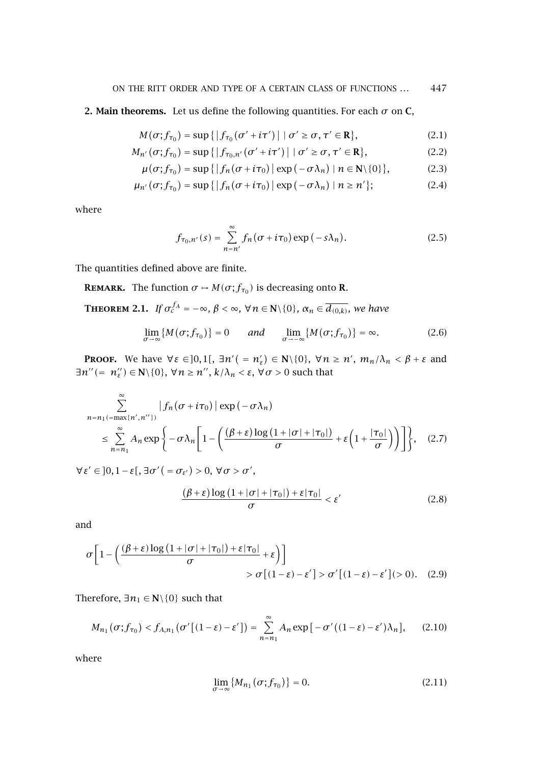**2. Main theorems.** Let us define the following quantities. For each $\sigma$ on $\mathbf{C}$,

$$M(\sigma;f_{\tau_0}) = \sup\{|f_{\tau_0}(\sigma'+i\tau')| \mid \sigma' \geq \sigma, \tau' \in \mathbf{R}\}, \tag{2.1}$$

$$M_{n'}(\sigma;f_{\tau_0}) = \sup\{|f_{\tau_0,n'}(\sigma'+i\tau')| \mid \sigma' \geq \sigma, \tau' \in \mathbf{R}\}, \tag{2.2}$$

$$\mu(\sigma;f_{\tau_0}) = \sup\{|f_n(\sigma+i\tau_0)|\exp(-\sigma\lambda_n) \mid n \in \mathbf{N}\backslash\{0\}\}, \tag{2.3}$$

$$\mu_{n'}(\sigma;f_{\tau_0}) = \sup\{|f_n(\sigma+i\tau_0)|\exp(-\sigma\lambda_n) \mid n \geq n'\}; \tag{2.4}$$

where

$$f_{\tau_0,n'}(s) = \sum_{n=n'}^{\infty} f_n(\sigma+i\tau_0)\exp(-s\lambda_n). \tag{2.5}$$

The quantities defined above are finite.

**Remark.** The function $\sigma \mapsto M(\sigma;f_{\tau_0})$ is decreasing onto $\mathbf{R}$.

**Theorem 2.1.** *If $\sigma_c^{f_A} = -\infty$, $\beta < \infty$, $\forall n \in \mathbf{N}\backslash\{0\}$, $\alpha_n \in \overline{d_{(0,k)}}$, we have*

$$\lim_{\sigma\to\infty}\{M(\sigma;f_{\tau_0})\} = 0 \qquad \textit{and} \qquad \lim_{\sigma\to-\infty}\{M(\sigma;f_{\tau_0})\} = \infty. \tag{2.6}$$

**Proof.** We have $\forall\varepsilon \in ]0,1[$, $\exists n'(=n'_\varepsilon) \in \mathbf{N}\backslash\{0\}$, $\forall n \geq n'$, $m_n/\lambda_n < \beta+\varepsilon$ and $\exists n''(=n''_\varepsilon) \in \mathbf{N}\backslash\{0\}$, $\forall n \geq n''$, $k/\lambda_n < \varepsilon$, $\forall\sigma > 0$ such that

$$\begin{aligned}
&\sum_{n=n_1(=\max\{n',n''\})}^{\infty} |f_n(\sigma+i\tau_0)|\exp(-\sigma\lambda_n) \\
&\quad\leq \sum_{n=n_1}^{\infty} A_n \exp\left\{-\sigma\lambda_n\left[1-\left(\frac{(\beta+\varepsilon)\log(1+|\sigma|+|\tau_0|)}{\sigma}+\varepsilon\left(1+\frac{|\tau_0|}{\sigma}\right)\right)\right]\right\},
\end{aligned} \tag{2.7}$$

$\forall\varepsilon' \in ]0,1-\varepsilon[$, $\exists\sigma'(=\sigma_{\varepsilon'}) > 0$, $\forall\sigma > \sigma'$,

$$\frac{(\beta+\varepsilon)\log(1+|\sigma|+|\tau_0|)+\varepsilon|\tau_0|}{\sigma} < \varepsilon' \tag{2.8}$$

and

$$\begin{aligned}
\sigma\left[1-\left(\frac{(\beta+\varepsilon)\log(1+|\sigma|+|\tau_0|)+\varepsilon|\tau_0|}{\sigma}+\varepsilon\right)\right]& \\
> \sigma[(1-\varepsilon)-\varepsilon'] > \sigma'[(1-\varepsilon)-\varepsilon'](>0).&
\end{aligned} \tag{2.9}$$

Therefore, $\exists n_1 \in \mathbf{N}\backslash\{0\}$ such that

$$M_{n_1}(\sigma;f_{\tau_0}) < f_{A,n_1}(\sigma'[(1-\varepsilon)-\varepsilon']) = \sum_{n=n_1}^{\infty} A_n\exp[-\sigma'((1-\varepsilon)-\varepsilon')\lambda_n], \tag{2.10}$$

where

$$\lim_{\sigma\to\infty}\{M_{n_1}(\sigma;f_{\tau_0})\} = 0. \tag{2.11}$$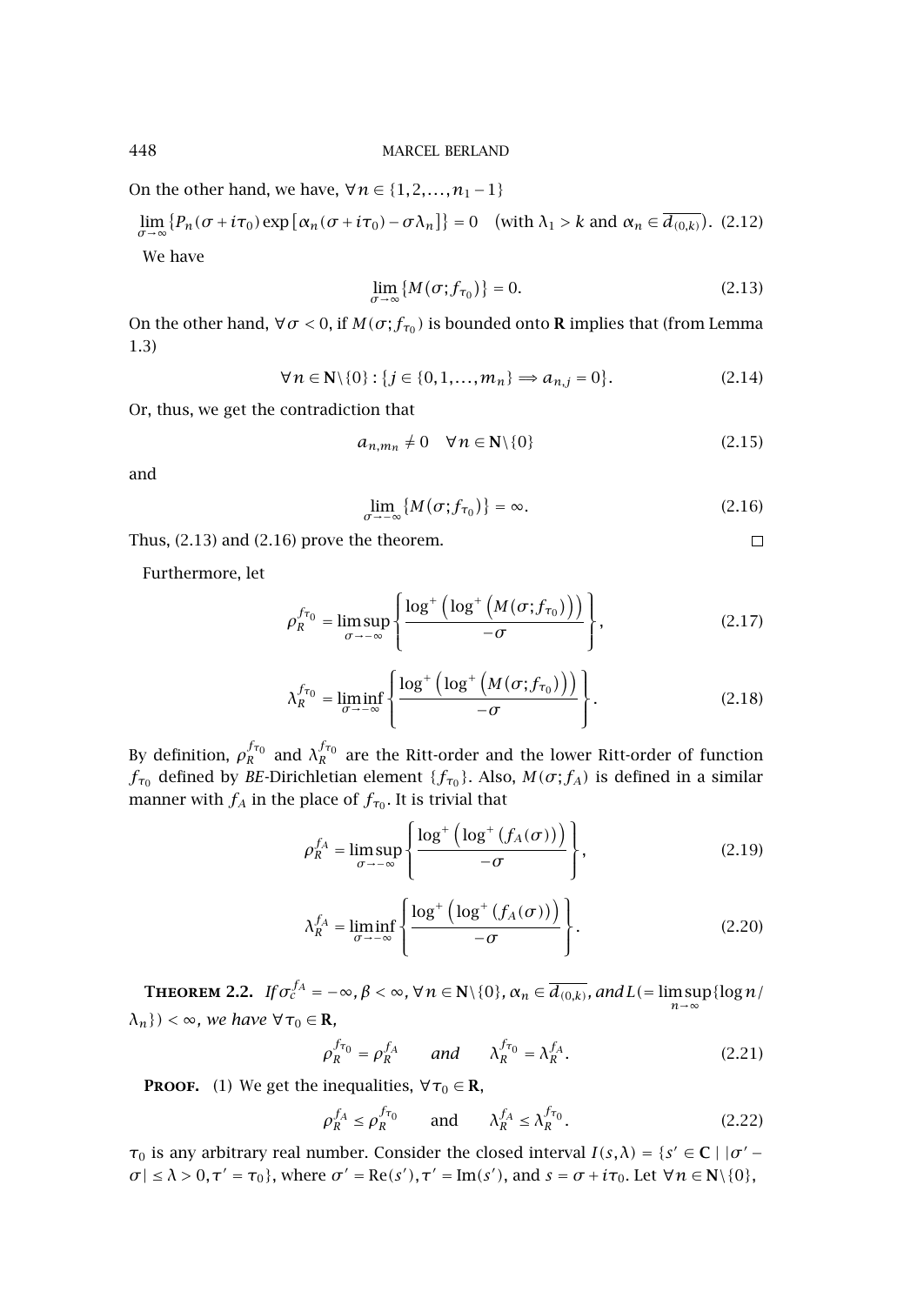On the other hand, we have, $\forall n \in \{1,2,\ldots,n_1-1\}$

$$\lim_{\sigma\to\infty}\{P_n(\sigma+i\tau_0)\exp[\alpha_n(\sigma+i\tau_0)-\sigma\lambda_n]\}=0 \quad (\text{with } \lambda_1>k \text{ and } \alpha_n\in\overline{d_{(0,k)}}). \tag{2.12}$$

We have

$$\lim_{\sigma\to\infty}\{M(\sigma;f_{\tau_0})\}=0. \tag{2.13}$$

On the other hand, $\forall \sigma<0$, if $M(\sigma;f_{\tau_0})$ is bounded onto **R** implies that (from Lemma 1.3)

$$\forall n\in\mathbf{N}\backslash\{0\}:\{j\in\{0,1,\ldots,m_n\}\Longrightarrow a_{n,j}=0\}. \tag{2.14}$$

Or, thus, we get the contradiction that

$$a_{n,m_n}\neq 0 \quad \forall n\in\mathbf{N}\backslash\{0\} \tag{2.15}$$

and

$$\lim_{\sigma\to-\infty}\{M(\sigma;f_{\tau_0})\}=\infty. \tag{2.16}$$

Thus, (2.13) and (2.16) prove the theorem. □

Furthermore, let

$$\rho_R^{f_{\tau_0}}=\limsup_{\sigma\to-\infty}\left\{\frac{\log^+\left(\log^+\left(M(\sigma;f_{\tau_0})\right)\right)}{-\sigma}\right\}, \tag{2.17}$$

$$\lambda_R^{f_{\tau_0}}=\liminf_{\sigma\to-\infty}\left\{\frac{\log^+\left(\log^+\left(M(\sigma;f_{\tau_0})\right)\right)}{-\sigma}\right\}. \tag{2.18}$$

By definition, $\rho_R^{f_{\tau_0}}$ and $\lambda_R^{f_{\tau_0}}$ are the Ritt-order and the lower Ritt-order of function $f_{\tau_0}$ defined by *BE*-Dirichletian element $\{f_{\tau_0}\}$. Also, $M(\sigma;f_A)$ is defined in a similar manner with $f_A$ in the place of $f_{\tau_0}$. It is trivial that

$$\rho_R^{f_A}=\limsup_{\sigma\to-\infty}\left\{\frac{\log^+\left(\log^+(f_A(\sigma))\right)}{-\sigma}\right\}, \tag{2.19}$$

$$\lambda_R^{f_A}=\liminf_{\sigma\to-\infty}\left\{\frac{\log^+\left(\log^+(f_A(\sigma))\right)}{-\sigma}\right\}. \tag{2.20}$$

**Theorem 2.2.** *If $\sigma_c^{f_A}=-\infty$, $\beta<\infty$, $\forall n\in\mathbf{N}\backslash\{0\}$, $\alpha_n\in\overline{d_{(0,k)}}$, and $L(=\limsup_{n\to\infty}\{\log n/\lambda_n\})<\infty$, we have $\forall\tau_0\in\mathbf{R}$,*

$$\rho_R^{f_{\tau_0}}=\rho_R^{f_A} \qquad \textit{and} \qquad \lambda_R^{f_{\tau_0}}=\lambda_R^{f_A}. \tag{2.21}$$

**Proof.** (1) We get the inequalities, $\forall\tau_0\in\mathbf{R}$,

$$\rho_R^{f_A}\le\rho_R^{f_{\tau_0}} \qquad \text{and} \qquad \lambda_R^{f_A}\le\lambda_R^{f_{\tau_0}}. \tag{2.22}$$

$\tau_0$ is any arbitrary real number. Consider the closed interval $I(s,\lambda)=\{s'\in\mathbf{C}\mid|\sigma'-\sigma|\le\lambda>0,\tau'=\tau_0\}$, where $\sigma'=\mathrm{Re}(s')$, $\tau'=\mathrm{Im}(s')$, and $s=\sigma+i\tau_0$. Let $\forall n\in\mathbf{N}\backslash\{0\}$,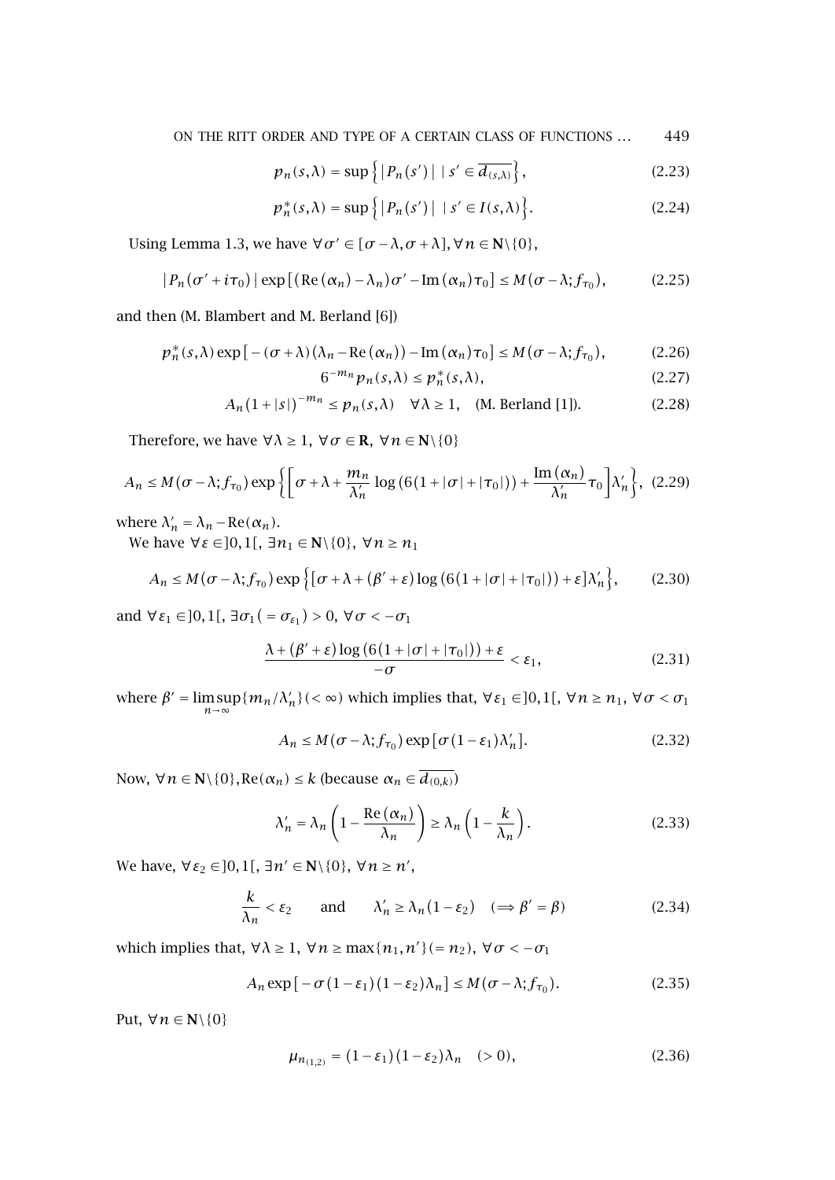$$p_n(s,\lambda) = \sup\left\{ |P_n(s')| \mid s' \in \overline{d_{(s,\lambda)}} \right\}, \tag{2.23}$$

$$p_n^*(s,\lambda) = \sup\left\{ |P_n(s')| \mid s' \in I(s,\lambda) \right\}. \tag{2.24}$$

Using Lemma 1.3, we have $\forall \sigma' \in [\sigma - \lambda, \sigma + \lambda], \forall n \in \mathbf{N} \backslash \{0\}$,

$$|P_n(\sigma' + i\tau_0)| \exp\left[ (\mathrm{Re}(\alpha_n) - \lambda_n)\sigma' - \mathrm{Im}(\alpha_n)\tau_0 \right] \leq M(\sigma - \lambda; f_{\tau_0}), \tag{2.25}$$

and then (M. Blambert and M. Berland [6])

$$p_n^*(s,\lambda) \exp\left[ -(\sigma + \lambda)(\lambda_n - \mathrm{Re}(\alpha_n)) - \mathrm{Im}(\alpha_n)\tau_0 \right] \leq M(\sigma - \lambda; f_{\tau_0}), \tag{2.26}$$

$$6^{-m_n} p_n(s,\lambda) \leq p_n^*(s,\lambda), \tag{2.27}$$

$$A_n(1 + |s|)^{-m_n} \leq p_n(s,\lambda) \quad \forall \lambda \geq 1, \quad \text{(M. Berland [1])}. \tag{2.28}$$

Therefore, we have $\forall \lambda \geq 1$, $\forall \sigma \in \mathbf{R}$, $\forall n \in \mathbf{N} \backslash \{0\}$

$$A_n \leq M(\sigma - \lambda; f_{\tau_0}) \exp\left\{ \left[ \sigma + \lambda + \frac{m_n}{\lambda'_n} \log\left(6(1 + |\sigma| + |\tau_0|)\right) + \frac{\mathrm{Im}(\alpha_n)}{\lambda'_n}\tau_0 \right] \lambda'_n \right\}, \tag{2.29}$$

where $\lambda'_n = \lambda_n - \mathrm{Re}(\alpha_n)$.

We have $\forall \varepsilon \in ]0,1[$, $\exists n_1 \in \mathbf{N} \backslash \{0\}$, $\forall n \geq n_1$

$$A_n \leq M(\sigma - \lambda; f_{\tau_0}) \exp\left\{ \left[ \sigma + \lambda + (\beta' + \varepsilon) \log\left(6(1 + |\sigma| + |\tau_0|)\right) + \varepsilon \right] \lambda'_n \right\}, \tag{2.30}$$

and $\forall \varepsilon_1 \in ]0,1[$, $\exists \sigma_1 (= \sigma_{\varepsilon_1}) > 0$, $\forall \sigma < -\sigma_1$

$$\frac{\lambda + (\beta' + \varepsilon) \log\left(6(1 + |\sigma| + |\tau_0|)\right) + \varepsilon}{-\sigma} < \varepsilon_1, \tag{2.31}$$

where $\beta' = \limsup_{n \to \infty} \{m_n / \lambda'_n\} (< \infty)$ which implies that, $\forall \varepsilon_1 \in ]0,1[$, $\forall n \geq n_1$, $\forall \sigma < \sigma_1$

$$A_n \leq M(\sigma - \lambda; f_{\tau_0}) \exp\left[ \sigma(1 - \varepsilon_1)\lambda'_n \right]. \tag{2.32}$$

Now, $\forall n \in \mathbf{N} \backslash \{0\}, \mathrm{Re}(\alpha_n) \leq k$ (because $\alpha_n \in \overline{d_{(0,k)}}$)

$$\lambda'_n = \lambda_n \left( 1 - \frac{\mathrm{Re}(\alpha_n)}{\lambda_n} \right) \geq \lambda_n \left( 1 - \frac{k}{\lambda_n} \right). \tag{2.33}$$

We have, $\forall \varepsilon_2 \in ]0,1[$, $\exists n' \in \mathbf{N} \backslash \{0\}$, $\forall n \geq n'$,

$$\frac{k}{\lambda_n} < \varepsilon_2 \qquad \text{and} \qquad \lambda'_n \geq \lambda_n(1 - \varepsilon_2) \quad (\Longrightarrow \beta' = \beta) \tag{2.34}$$

which implies that, $\forall \lambda \geq 1$, $\forall n \geq \max\{n_1, n'\} (= n_2)$, $\forall \sigma < -\sigma_1$

$$A_n \exp\left[ -\sigma(1 - \varepsilon_1)(1 - \varepsilon_2)\lambda_n \right] \leq M(\sigma - \lambda; f_{\tau_0}). \tag{2.35}$$

Put, $\forall n \in \mathbf{N} \backslash \{0\}$

$$\mu_{n_{(1,2)}} = (1 - \varepsilon_1)(1 - \varepsilon_2)\lambda_n \quad (> 0), \tag{2.36}$$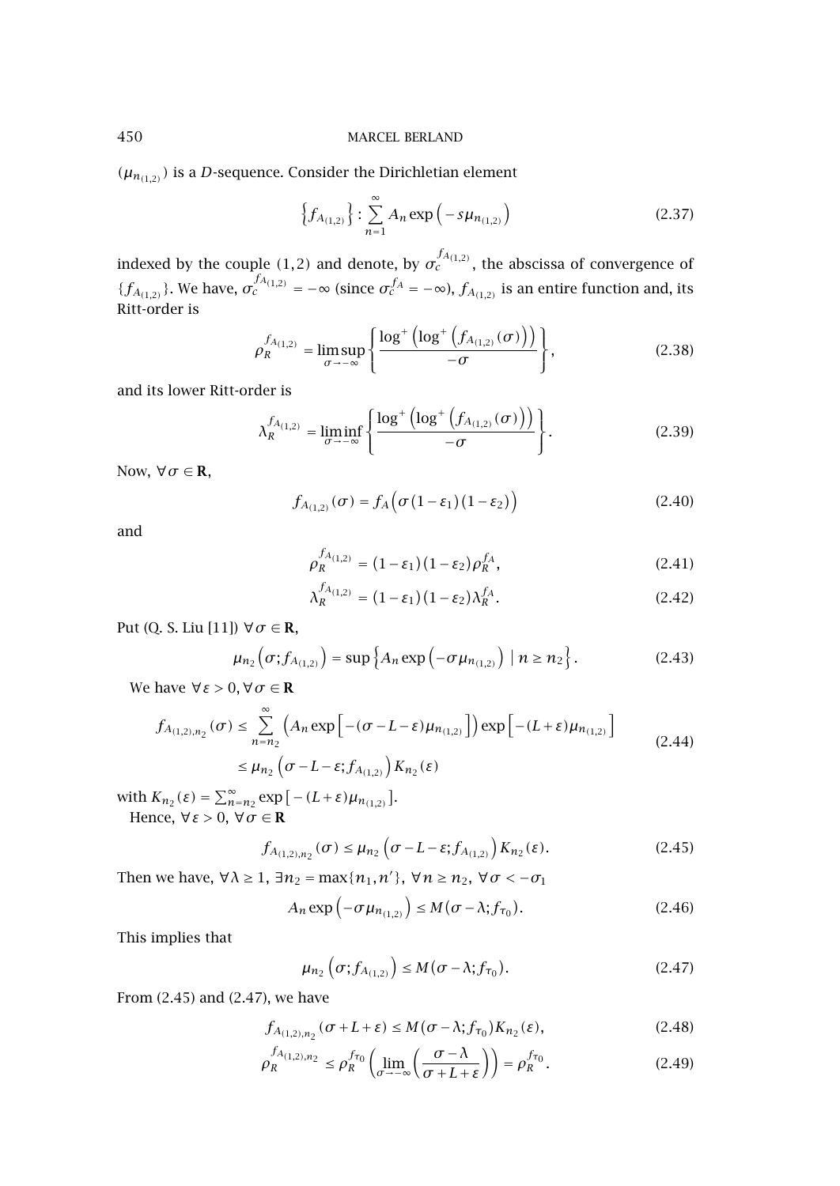$(\mu_{n_{(1,2)}})$ is a $D$-sequence. Consider the Dirichletian element

$$\left\{f_{A_{(1,2)}}\right\} : \sum_{n=1}^{\infty} A_n \exp\left(-s\mu_{n_{(1,2)}}\right) \tag{2.37}$$

indexed by the couple $(1,2)$ and denote, by $\sigma_c^{f_{A_{(1,2)}}}$, the abscissa of convergence of $\{f_{A_{(1,2)}}\}$. We have, $\sigma_c^{f_{A_{(1,2)}}} = -\infty$ (since $\sigma_c^{f_A} = -\infty$), $f_{A_{(1,2)}}$ is an entire function and, its Ritt-order is

$$\rho_R^{f_{A_{(1,2)}}} = \limsup_{\sigma \to -\infty} \left\{ \frac{\log^+\left(\log^+\left(f_{A_{(1,2)}}(\sigma)\right)\right)}{-\sigma} \right\}, \tag{2.38}$$

and its lower Ritt-order is

$$\lambda_R^{f_{A_{(1,2)}}} = \liminf_{\sigma \to -\infty} \left\{ \frac{\log^+\left(\log^+\left(f_{A_{(1,2)}}(\sigma)\right)\right)}{-\sigma} \right\}. \tag{2.39}$$

Now, $\forall \sigma \in \mathbf{R}$,

$$f_{A_{(1,2)}}(\sigma) = f_A\left(\sigma(1-\varepsilon_1)(1-\varepsilon_2)\right) \tag{2.40}$$

and

$$\rho_R^{f_{A_{(1,2)}}} = (1-\varepsilon_1)(1-\varepsilon_2)\rho_R^{f_A}, \tag{2.41}$$

$$\lambda_R^{f_{A_{(1,2)}}} = (1-\varepsilon_1)(1-\varepsilon_2)\lambda_R^{f_A}. \tag{2.42}$$

Put (Q. S. Liu [11]) $\forall \sigma \in \mathbf{R}$,

$$\mu_{n_2}\left(\sigma; f_{A_{(1,2)}}\right) = \sup\left\{A_n \exp\left(-\sigma\mu_{n_{(1,2)}}\right) \mid n \geq n_2\right\}. \tag{2.43}$$

We have $\forall \varepsilon > 0, \forall \sigma \in \mathbf{R}$

$$\begin{aligned} f_{A_{(1,2)},n_2}(\sigma) &\leq \sum_{n=n_2}^{\infty} \left(A_n \exp\left[-(\sigma - L - \varepsilon)\mu_{n_{(1,2)}}\right]\right) \exp\left[-(L+\varepsilon)\mu_{n_{(1,2)}}\right] \\ &\leq \mu_{n_2}\left(\sigma - L - \varepsilon; f_{A_{(1,2)}}\right) K_{n_2}(\varepsilon) \end{aligned} \tag{2.44}$$

with $K_{n_2}(\varepsilon) = \sum_{n=n_2}^{\infty} \exp\left[-(L+\varepsilon)\mu_{n_{(1,2)}}\right]$.

Hence, $\forall \varepsilon > 0$, $\forall \sigma \in \mathbf{R}$

$$f_{A_{(1,2)},n_2}(\sigma) \leq \mu_{n_2}\left(\sigma - L - \varepsilon; f_{A_{(1,2)}}\right) K_{n_2}(\varepsilon). \tag{2.45}$$

Then we have, $\forall \lambda \geq 1$, $\exists n_2 = \max\{n_1, n'\}$, $\forall n \geq n_2$, $\forall \sigma < -\sigma_1$

$$A_n \exp\left(-\sigma\mu_{n_{(1,2)}}\right) \leq M(\sigma - \lambda; f_{\tau_0}). \tag{2.46}$$

This implies that

$$\mu_{n_2}\left(\sigma; f_{A_{(1,2)}}\right) \leq M(\sigma - \lambda; f_{\tau_0}). \tag{2.47}$$

From (2.45) and (2.47), we have

$$f_{A_{(1,2)},n_2}(\sigma + L + \varepsilon) \leq M(\sigma - \lambda; f_{\tau_0}) K_{n_2}(\varepsilon), \tag{2.48}$$

$$\rho_R^{f_{A_{(1,2)},n_2}} \leq \rho_R^{f_{\tau_0}}\left(\lim_{\sigma \to -\infty}\left(\frac{\sigma - \lambda}{\sigma + L + \varepsilon}\right)\right) = \rho_R^{f_{\tau_0}}. \tag{2.49}$$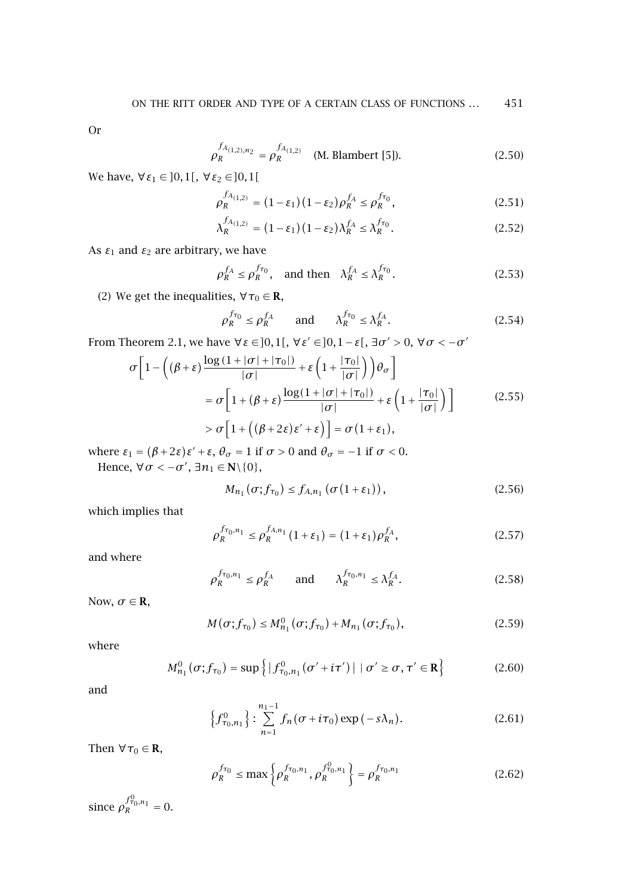Or

$$\rho_R^{f_{A_{(1,2)},n_2}} = \rho_R^{f_{A_{(1,2)}}} \quad \text{(M. Blambert [5]).} \tag{2.50}$$

We have, $\forall \varepsilon_1 \in ]0,1[$, $\forall \varepsilon_2 \in ]0,1[$

$$\rho_R^{f_{A_{(1,2)}}} = (1-\varepsilon_1)(1-\varepsilon_2)\rho_R^{f_A} \leq \rho_R^{f_{\tau_0}}, \tag{2.51}$$

$$\lambda_R^{f_{A_{(1,2)}}} = (1-\varepsilon_1)(1-\varepsilon_2)\lambda_R^{f_A} \leq \lambda_R^{f_{\tau_0}}. \tag{2.52}$$

As $\varepsilon_1$ and $\varepsilon_2$ are arbitrary, we have

$$\rho_R^{f_A} \leq \rho_R^{f_{\tau_0}}, \quad \text{and then} \quad \lambda_R^{f_A} \leq \lambda_R^{f_{\tau_0}}. \tag{2.53}$$

(2) We get the inequalities, $\forall \tau_0 \in \mathbf{R}$,

$$\rho_R^{f_{\tau_0}} \leq \rho_R^{f_A} \qquad \text{and} \qquad \lambda_R^{f_{\tau_0}} \leq \lambda_R^{f_A}. \tag{2.54}$$

From Theorem 2.1, we have $\forall \varepsilon \in ]0,1[$, $\forall \varepsilon' \in ]0,1-\varepsilon[$, $\exists \sigma' > 0$, $\forall \sigma < -\sigma'$

$$\begin{aligned}
\sigma\Big[1 - \Big((\beta+\varepsilon)\frac{\log(1+|\sigma|+|\tau_0|)}{|\sigma|} + \varepsilon\Big(1+\frac{|\tau_0|}{|\sigma|}\Big)\Big)\theta_\sigma\Big]
&= \sigma\Big[1 + (\beta+\varepsilon)\frac{\log(1+|\sigma|+|\tau_0|)}{|\sigma|} + \varepsilon\Big(1+\frac{|\tau_0|}{|\sigma|}\Big)\Big] \\
&> \sigma\Big[1 + \Big((\beta+2\varepsilon)\varepsilon' + \varepsilon\Big)\Big] = \sigma(1+\varepsilon_1),
\end{aligned} \tag{2.55}$$

where $\varepsilon_1 = (\beta+2\varepsilon)\varepsilon' + \varepsilon$, $\theta_\sigma = 1$ if $\sigma > 0$ and $\theta_\sigma = -1$ if $\sigma < 0$.

Hence, $\forall \sigma < -\sigma'$, $\exists n_1 \in \mathbf{N}\setminus\{0\}$,

$$M_{n_1}(\sigma; f_{\tau_0}) \leq f_{A,n_1}(\sigma(1+\varepsilon_1)), \tag{2.56}$$

which implies that

$$\rho_R^{f_{\tau_0},n_1} \leq \rho_R^{f_{A,n_1}}(1+\varepsilon_1) = (1+\varepsilon_1)\rho_R^{f_A}, \tag{2.57}$$

and where

$$\rho_R^{f_{\tau_0},n_1} \leq \rho_R^{f_A} \qquad \text{and} \qquad \lambda_R^{f_{\tau_0},n_1} \leq \lambda_R^{f_A}. \tag{2.58}$$

Now, $\sigma \in \mathbf{R}$,

$$M(\sigma; f_{\tau_0}) \leq M_{n_1}^0(\sigma; f_{\tau_0}) + M_{n_1}(\sigma; f_{\tau_0}), \tag{2.59}$$

where

$$M_{n_1}^0(\sigma; f_{\tau_0}) = \sup\Big\{ |f_{\tau_0,n_1}^0(\sigma' + i\tau')| \mid \sigma' \geq \sigma, \tau' \in \mathbf{R}\Big\} \tag{2.60}$$

and

$$\Big\{f_{\tau_0,n_1}^0\Big\} : \sum_{n=1}^{n_1-1} f_n(\sigma + i\tau_0)\exp(-s\lambda_n). \tag{2.61}$$

Then $\forall \tau_0 \in \mathbf{R}$,

$$\rho_R^{f_{\tau_0}} \leq \max\Big\{\rho_R^{f_{\tau_0},n_1}, \rho_R^{f_{\tau_0}^0,n_1}\Big\} = \rho_R^{f_{\tau_0},n_1} \tag{2.62}$$

since $\rho_R^{f_{\tau_0}^0,n_1} = 0$.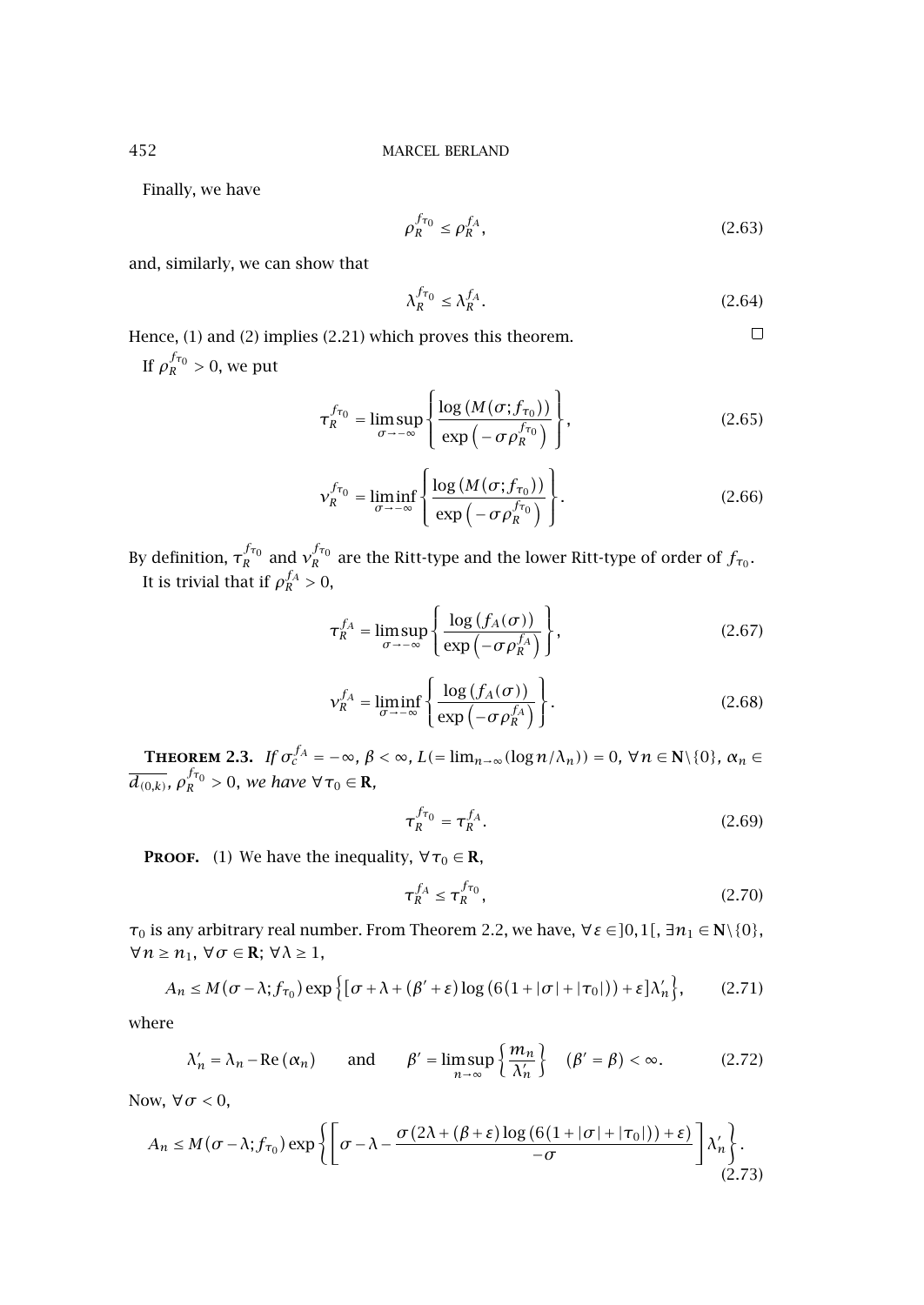Finally, we have

$$\rho_R^{f_{\tau_0}} \le \rho_R^{f_A}, \tag{2.63}$$

and, similarly, we can show that

$$\lambda_R^{f_{\tau_0}} \le \lambda_R^{f_A}. \tag{2.64}$$

Hence, (1) and (2) implies (2.21) which proves this theorem. □

If $\rho_R^{f_{\tau_0}} > 0$, we put

$$\tau_R^{f_{\tau_0}} = \limsup_{\sigma \to -\infty} \left\{ \frac{\log\left(M(\sigma; f_{\tau_0})\right)}{\exp\left(-\sigma \rho_R^{f_{\tau_0}}\right)} \right\}, \tag{2.65}$$

$$\nu_R^{f_{\tau_0}} = \liminf_{\sigma \to -\infty} \left\{ \frac{\log\left(M(\sigma; f_{\tau_0})\right)}{\exp\left(-\sigma \rho_R^{f_{\tau_0}}\right)} \right\}. \tag{2.66}$$

By definition, $\tau_R^{f_{\tau_0}}$ and $\nu_R^{f_{\tau_0}}$ are the Ritt-type and the lower Ritt-type of order of $f_{\tau_0}$.

It is trivial that if $\rho_R^{f_A} > 0$,

$$\tau_R^{f_A} = \limsup_{\sigma \to -\infty} \left\{ \frac{\log\left(f_A(\sigma)\right)}{\exp\left(-\sigma \rho_R^{f_A}\right)} \right\}, \tag{2.67}$$

$$\nu_R^{f_A} = \liminf_{\sigma \to -\infty} \left\{ \frac{\log\left(f_A(\sigma)\right)}{\exp\left(-\sigma \rho_R^{f_A}\right)} \right\}. \tag{2.68}$$

**Theorem 2.3.** *If $\sigma_c^{f_A} = -\infty$, $\beta < \infty$, $L (= \lim_{n\to\infty}(\log n/\lambda_n)) = 0$, $\forall n \in \mathbf{N}\setminus\{0\}$, $\alpha_n \in \overline{d_{(0,k)}}$, $\rho_R^{f_{\tau_0}} > 0$, we have $\forall \tau_0 \in \mathbf{R}$,*

$$\tau_R^{f_{\tau_0}} = \tau_R^{f_A}. \tag{2.69}$$

**Proof.** (1) We have the inequality, $\forall \tau_0 \in \mathbf{R}$,

$$\tau_R^{f_A} \le \tau_R^{f_{\tau_0}}, \tag{2.70}$$

$\tau_0$ is any arbitrary real number. From Theorem 2.2, we have, $\forall \varepsilon \in ]0,1[$, $\exists n_1 \in \mathbf{N}\setminus\{0\}$, $\forall n \ge n_1$, $\forall \sigma \in \mathbf{R}$; $\forall \lambda \ge 1$,

$$A_n \le M(\sigma - \lambda; f_{\tau_0}) \exp\left\{\left[\sigma + \lambda + (\beta' + \varepsilon)\log\left(6(1 + |\sigma| + |\tau_0|)\right) + \varepsilon\right]\lambda_n'\right\}, \tag{2.71}$$

where

$$\lambda_n' = \lambda_n - \operatorname{Re}(\alpha_n) \qquad \text{and} \qquad \beta' = \limsup_{n\to\infty}\left\{\frac{m_n}{\lambda_n'}\right\} \quad (\beta' = \beta) < \infty. \tag{2.72}$$

Now, $\forall \sigma < 0$,

$$A_n \le M(\sigma - \lambda; f_{\tau_0}) \exp\left\{\left[\sigma - \lambda - \frac{\sigma\left(2\lambda + (\beta + \varepsilon)\log\left(6(1 + |\sigma| + |\tau_0|)\right) + \varepsilon\right)}{-\sigma}\right]\lambda_n'\right\}. \tag{2.73}$$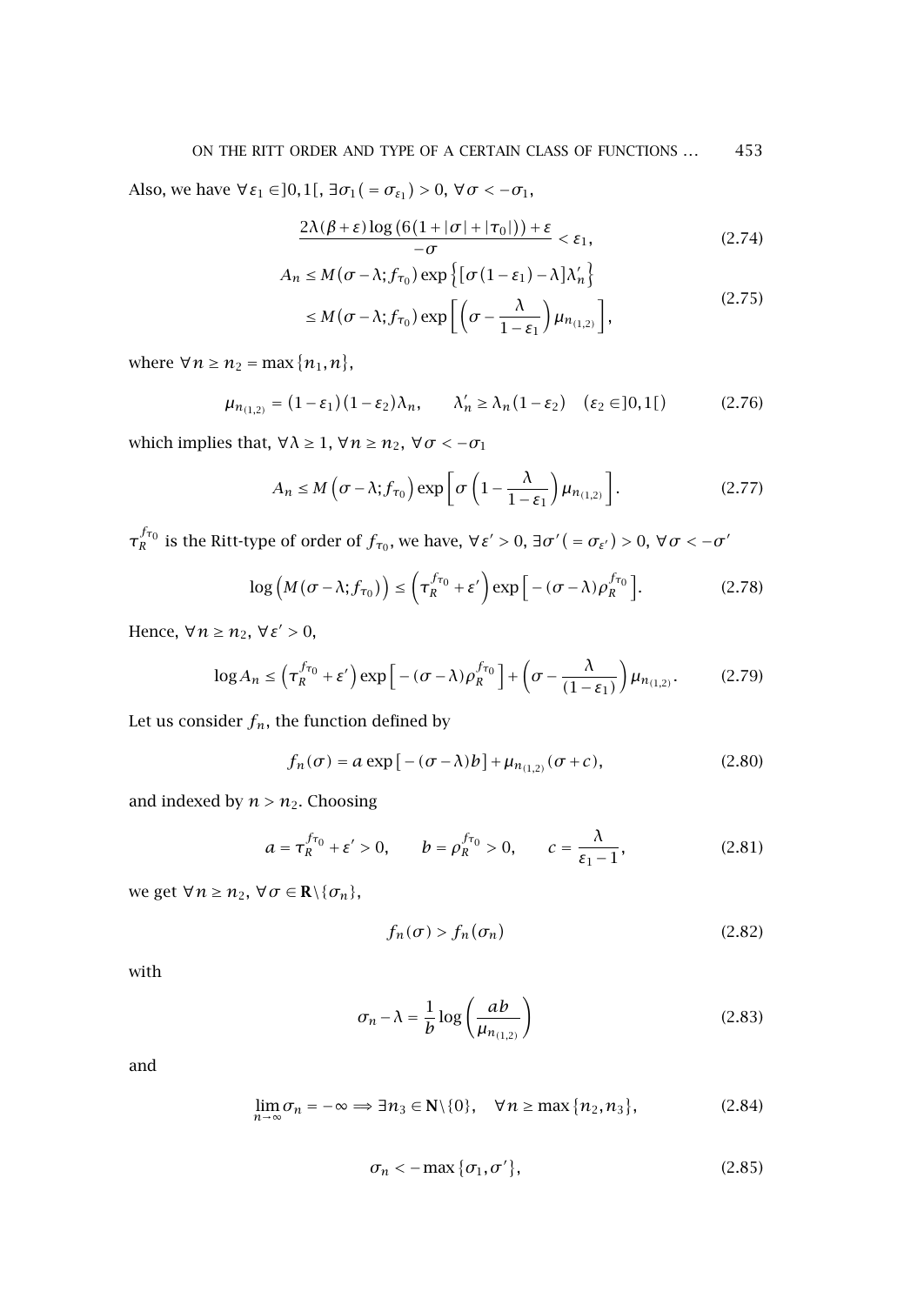Also, we have $\forall \varepsilon_1 \in ]0,1[$, $\exists \sigma_1 (= \sigma_{\varepsilon_1}) > 0$, $\forall \sigma < -\sigma_1$,

$$\frac{2\lambda(\beta+\varepsilon)\log\left(6(1+|\sigma|+|\tau_0|)\right)+\varepsilon}{-\sigma} < \varepsilon_1, \tag{2.74}$$

$$\begin{aligned} A_n &\leq M(\sigma-\lambda; f_{\tau_0}) \exp\left\{\left[\sigma(1-\varepsilon_1)-\lambda\right]\lambda'_n\right\} \\ &\leq M(\sigma-\lambda; f_{\tau_0}) \exp\left[\left(\sigma - \frac{\lambda}{1-\varepsilon_1}\right)\mu_{n_{(1,2)}}\right], \end{aligned} \tag{2.75}$$

where $\forall n \geq n_2 = \max\{n_1, n\}$,

$$\mu_{n_{(1,2)}} = (1-\varepsilon_1)(1-\varepsilon_2)\lambda_n, \qquad \lambda'_n \geq \lambda_n(1-\varepsilon_2) \quad (\varepsilon_2 \in ]0,1[) \tag{2.76}$$

which implies that, $\forall \lambda \geq 1$, $\forall n \geq n_2$, $\forall \sigma < -\sigma_1$

$$A_n \leq M\left(\sigma-\lambda; f_{\tau_0}\right) \exp\left[\sigma\left(1-\frac{\lambda}{1-\varepsilon_1}\right)\mu_{n_{(1,2)}}\right]. \tag{2.77}$$

$\tau_R^{f_{\tau_0}}$ is the Ritt-type of order of $f_{\tau_0}$, we have, $\forall \varepsilon' > 0$, $\exists \sigma' (= \sigma_{\varepsilon'}) > 0$, $\forall \sigma < -\sigma'$

$$\log\left(M(\sigma-\lambda; f_{\tau_0})\right) \leq \left(\tau_R^{f_{\tau_0}} + \varepsilon'\right) \exp\left[-(\sigma-\lambda)\rho_R^{f_{\tau_0}}\right]. \tag{2.78}$$

Hence, $\forall n \geq n_2$, $\forall \varepsilon' > 0$,

$$\log A_n \leq \left(\tau_R^{f_{\tau_0}} + \varepsilon'\right) \exp\left[-(\sigma-\lambda)\rho_R^{f_{\tau_0}}\right] + \left(\sigma - \frac{\lambda}{(1-\varepsilon_1)}\right)\mu_{n_{(1,2)}}. \tag{2.79}$$

Let us consider $f_n$, the function defined by

$$f_n(\sigma) = a\exp\left[-(\sigma-\lambda)b\right] + \mu_{n_{(1,2)}}(\sigma+c), \tag{2.80}$$

and indexed by $n > n_2$. Choosing

$$a = \tau_R^{f_{\tau_0}} + \varepsilon' > 0, \qquad b = \rho_R^{f_{\tau_0}} > 0, \qquad c = \frac{\lambda}{\varepsilon_1 - 1}, \tag{2.81}$$

we get $\forall n \geq n_2$, $\forall \sigma \in \mathbf{R}\setminus\{\sigma_n\}$,

$$f_n(\sigma) > f_n(\sigma_n) \tag{2.82}$$

with

$$\sigma_n - \lambda = \frac{1}{b}\log\left(\frac{ab}{\mu_{n_{(1,2)}}}\right) \tag{2.83}$$

and

$$\lim_{n\to\infty}\sigma_n = -\infty \Longrightarrow \exists n_3 \in \mathbf{N}\setminus\{0\}, \quad \forall n \geq \max\{n_2, n_3\}, \tag{2.84}$$

$$\sigma_n < -\max\{\sigma_1, \sigma'\}, \tag{2.85}$$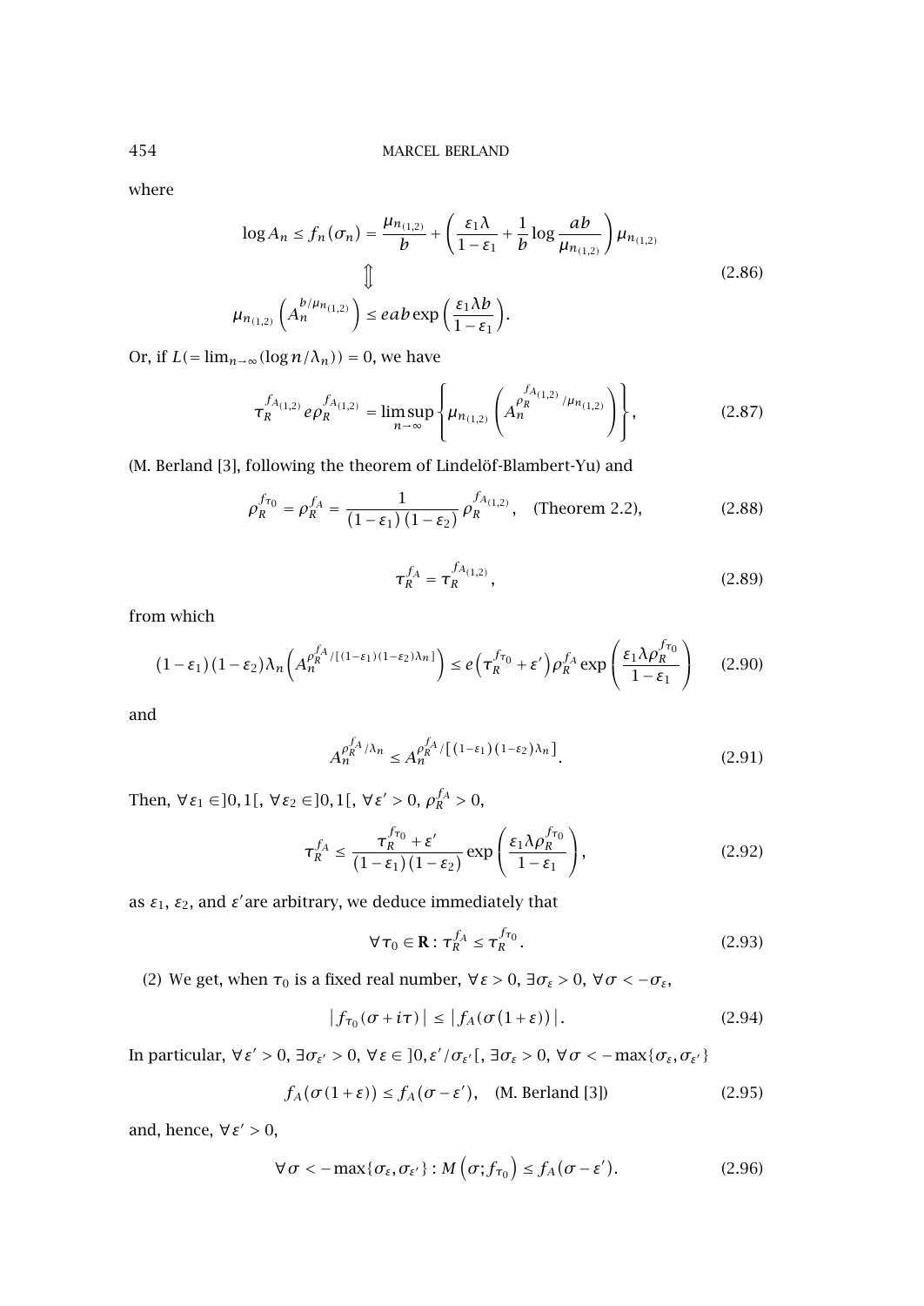where

$$\log A_n \le f_n(\sigma_n) = \frac{\mu_{n_{(1,2)}}}{b} + \left(\frac{\varepsilon_1 \lambda}{1-\varepsilon_1} + \frac{1}{b}\log\frac{ab}{\mu_{n_{(1,2)}}}\right)\mu_{n_{(1,2)}}$$
$$\Updownarrow \tag{2.86}$$
$$\mu_{n_{(1,2)}}\left(A_n^{b/\mu_{n_{(1,2)}}}\right) \le eab\exp\left(\frac{\varepsilon_1 \lambda b}{1-\varepsilon_1}\right).$$

Or, if $L(=\lim_{n\to\infty}(\log n/\Lambda_n)) = 0$, we have

$$\tau_R^{f_{A_{(1,2)}}} e \rho_R^{f_{A_{(1,2)}}} = \limsup_{n\to\infty}\left\{\mu_{n_{(1,2)}}\left(A_n^{\rho_R^{f_{A_{(1,2)}}}/\mu_{n_{(1,2)}}}\right)\right\}, \tag{2.87}$$

(M. Berland [3], following the theorem of Lindelöf-Blambert-Yu) and

$$\rho_R^{f_{\tau_0}} = \rho_R^{f_A} = \frac{1}{(1-\varepsilon_1)(1-\varepsilon_2)}\rho_R^{f_{A_{(1,2)}}}, \quad \text{(Theorem 2.2)}, \tag{2.88}$$

$$\tau_R^{f_A} = \tau_R^{f_{A_{(1,2)}}}, \tag{2.89}$$

from which

$$(1-\varepsilon_1)(1-\varepsilon_2)\lambda_n\left(A_n^{\rho_R^{f_A}/[(1-\varepsilon_1)(1-\varepsilon_2)\lambda_n]}\right) \le e\left(\tau_R^{f_{\tau_0}} + \varepsilon'\right)\rho_R^{f_A}\exp\left(\frac{\varepsilon_1 \lambda \rho_R^{f_{\tau_0}}}{1-\varepsilon_1}\right) \tag{2.90}$$

and

$$A_n^{\rho_R^{f_A}/\lambda_n} \le A_n^{\rho_R^{f_A}/[(1-\varepsilon_1)(1-\varepsilon_2)\lambda_n]}. \tag{2.91}$$

Then, $\forall \varepsilon_1 \in ]0,1[$, $\forall \varepsilon_2 \in ]0,1[$, $\forall \varepsilon' > 0$, $\rho_R^{f_A} > 0$,

$$\tau_R^{f_A} \le \frac{\tau_R^{f_{\tau_0}} + \varepsilon'}{(1-\varepsilon_1)(1-\varepsilon_2)}\exp\left(\frac{\varepsilon_1 \lambda \rho_R^{f_{\tau_0}}}{1-\varepsilon_1}\right), \tag{2.92}$$

as $\varepsilon_1$, $\varepsilon_2$, and $\varepsilon'$are arbitrary, we deduce immediately that

$$\forall \tau_0 \in \mathbf{R} : \tau_R^{f_A} \le \tau_R^{f_{\tau_0}}. \tag{2.93}$$

(2) We get, when $\tau_0$ is a fixed real number, $\forall \varepsilon > 0$, $\exists \sigma_\varepsilon > 0$, $\forall \sigma < -\sigma_\varepsilon$,

$$\left|f_{\tau_0}(\sigma + i\tau)\right| \le \left|f_A(\sigma(1+\varepsilon))\right|. \tag{2.94}$$

In particular, $\forall \varepsilon' > 0$, $\exists \sigma_{\varepsilon'} > 0$, $\forall \varepsilon \in ]0, \varepsilon'/\sigma_{\varepsilon'}[$, $\exists \sigma_\varepsilon > 0$, $\forall \sigma < -\max\{\sigma_\varepsilon, \sigma_{\varepsilon'}\}$

$$f_A(\sigma(1+\varepsilon)) \le f_A(\sigma - \varepsilon'), \quad \text{(M. Berland [3])} \tag{2.95}$$

and, hence, $\forall \varepsilon' > 0$,

$$\forall \sigma < -\max\{\sigma_\varepsilon, \sigma_{\varepsilon'}\} : M\left(\sigma; f_{\tau_0}\right) \le f_A(\sigma - \varepsilon'). \tag{2.96}$$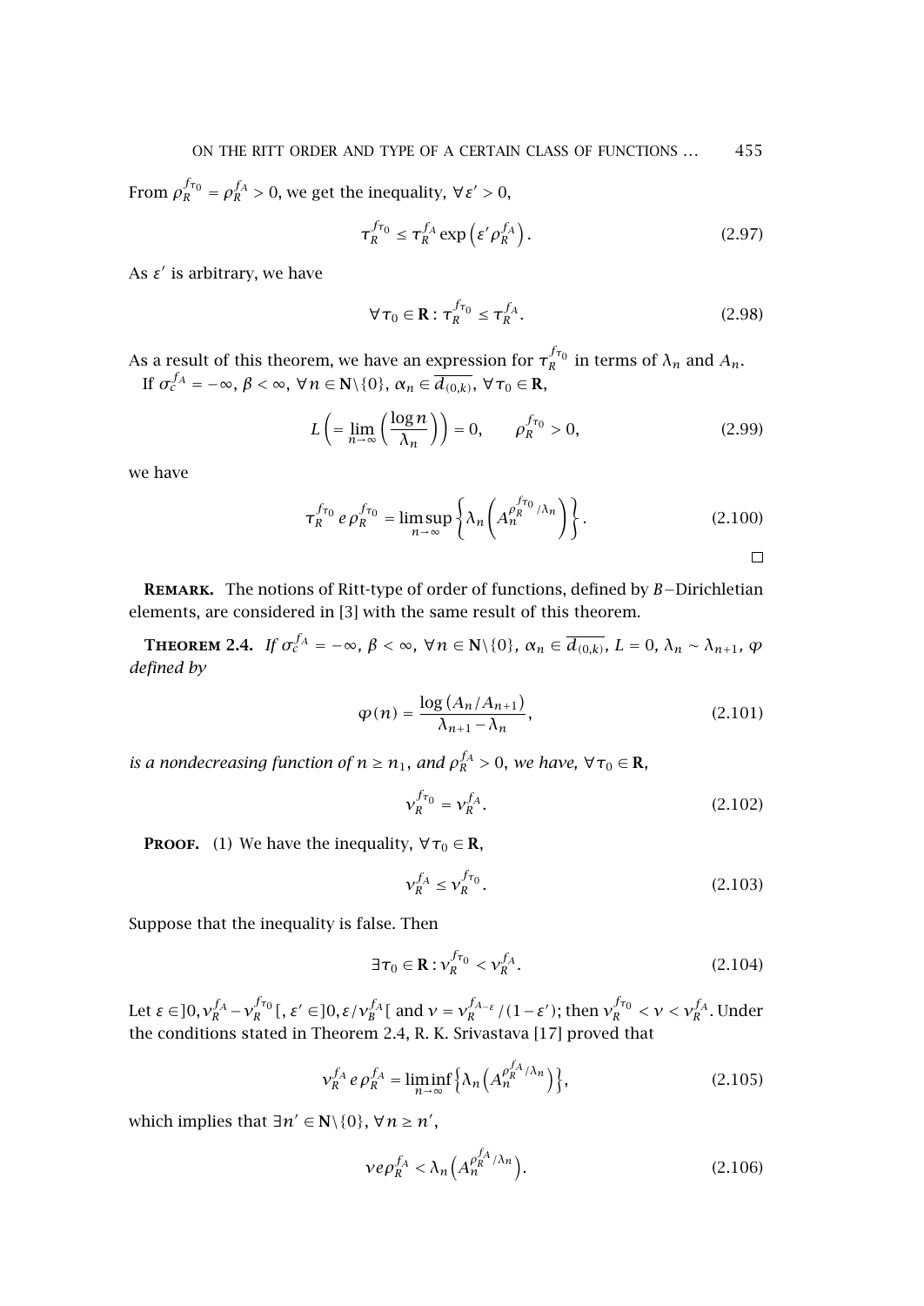From $\rho_R^{f_{\tau_0}} = \rho_R^{f_A} > 0$, we get the inequality, $\forall \varepsilon' > 0$,

$$\tau_R^{f_{\tau_0}} \leq \tau_R^{f_A} \exp\left(\varepsilon' \rho_R^{f_A}\right). \tag{2.97}$$

As $\varepsilon'$ is arbitrary, we have

$$\forall \tau_0 \in \mathbf{R} : \tau_R^{f_{\tau_0}} \leq \tau_R^{f_A}. \tag{2.98}$$

As a result of this theorem, we have an expression for $\tau_R^{f_{\tau_0}}$ in terms of $\lambda_n$ and $A_n$.

If $\sigma_c^{f_A} = -\infty$, $\beta < \infty$, $\forall n \in \mathbf{N}\backslash\{0\}$, $\alpha_n \in \overline{d_{(0,k)}}$, $\forall \tau_0 \in \mathbf{R}$,

$$L \left( = \lim_{n\to\infty} \left( \frac{\log n}{\lambda_n} \right) \right) = 0, \qquad \rho_R^{f_{\tau_0}} > 0, \tag{2.99}$$

we have

$$\tau_R^{f_{\tau_0}}\, e\, \rho_R^{f_{\tau_0}} = \limsup_{n\to\infty} \left\{ \lambda_n \left( A_n^{\rho_R^{f_{\tau_0}}/\lambda_n} \right) \right\}. \tag{2.100}$$

□

**Remark.** The notions of Ritt-type of order of functions, defined by $B$−Dirichletian elements, are considered in [3] with the same result of this theorem.

**Theorem 2.4.** *If* $\sigma_c^{f_A} = -\infty$, $\beta < \infty$, $\forall n \in \mathbf{N}\backslash\{0\}$, $\alpha_n \in \overline{d_{(0,k)}}$, $L = 0$, $\lambda_n \sim \lambda_{n+1}$, $\varphi$ *defined by*

$$\varphi(n) = \frac{\log\left(A_n / A_{n+1}\right)}{\lambda_{n+1} - \lambda_n}, \tag{2.101}$$

*is a nondecreasing function of* $n \geq n_1$, *and* $\rho_R^{f_A} > 0$, *we have,* $\forall \tau_0 \in \mathbf{R}$,

$$\nu_R^{f_{\tau_0}} = \nu_R^{f_A}. \tag{2.102}$$

**Proof.** (1) We have the inequality, $\forall \tau_0 \in \mathbf{R}$,

$$\nu_R^{f_A} \leq \nu_R^{f_{\tau_0}}. \tag{2.103}$$

Suppose that the inequality is false. Then

$$\exists \tau_0 \in \mathbf{R} : \nu_R^{f_{\tau_0}} < \nu_R^{f_A}. \tag{2.104}$$

Let $\varepsilon \in ]0, \nu_R^{f_A} - \nu_R^{f_{\tau_0}}[$, $\varepsilon' \in ]0, \varepsilon/\nu_B^{f_A}[$ and $\nu = \nu_R^{f_{A-\varepsilon}}/(1-\varepsilon')$; then $\nu_R^{f_{\tau_0}} < \nu < \nu_R^{f_A}$. Under the conditions stated in Theorem 2.4, R. K. Srivastava [17] proved that

$$\nu_R^{f_A}\, e\, \rho_R^{f_A} = \liminf_{n\to\infty} \left\{ \lambda_n \left( A_n^{\rho_R^{f_A}/\lambda_n} \right) \right\}, \tag{2.105}$$

which implies that $\exists n' \in \mathbf{N}\backslash\{0\}$, $\forall n \geq n'$,

$$\nu e \rho_R^{f_A} < \lambda_n \left( A_n^{\rho_R^{f_A}/\lambda_n} \right). \tag{2.106}$$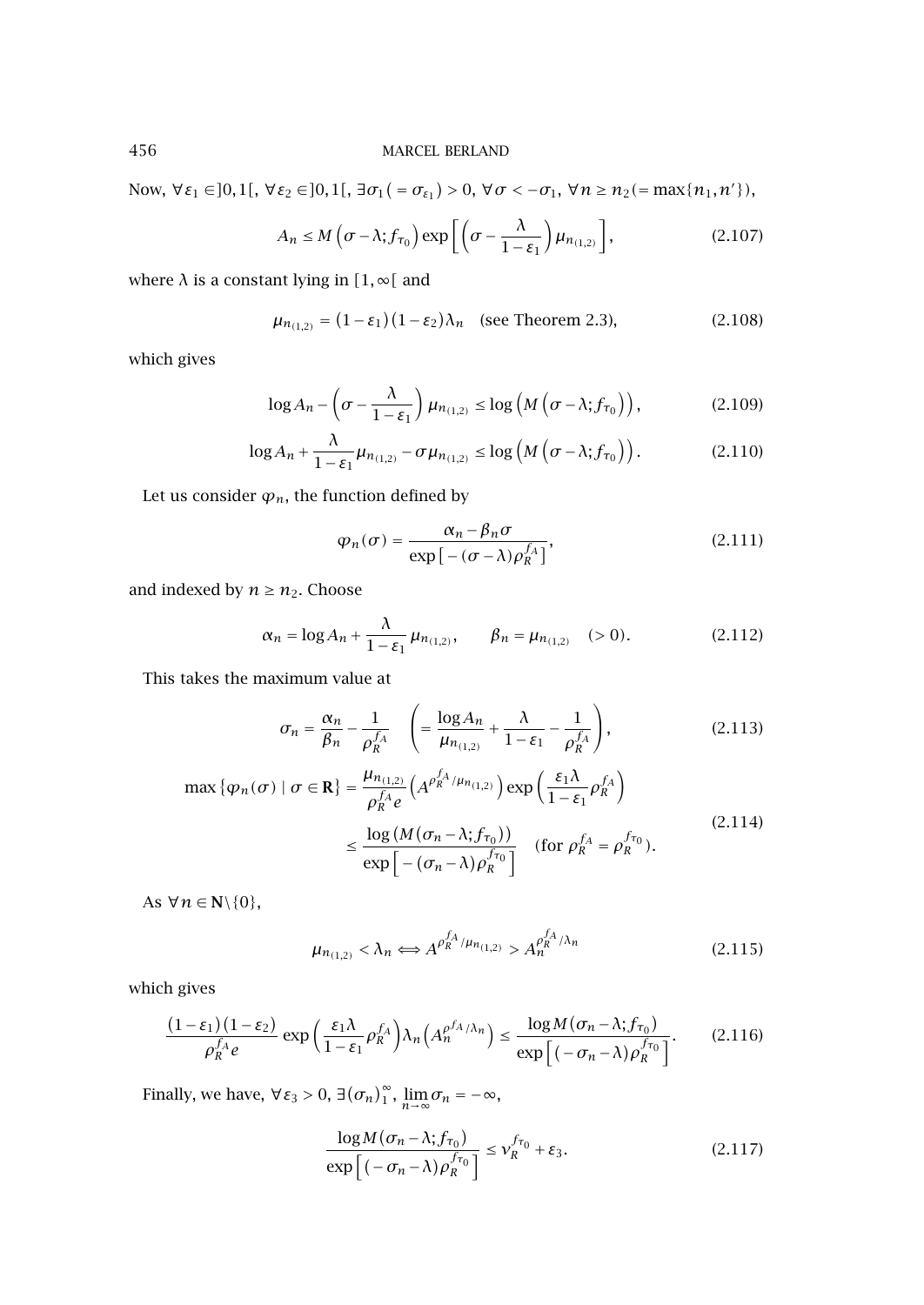Now, $\forall \varepsilon_1 \in ]0,1[$, $\forall \varepsilon_2 \in ]0,1[$, $\exists \sigma_1 (= \sigma_{\varepsilon_1}) > 0$, $\forall \sigma < -\sigma_1$, $\forall n \geq n_2 (= \max\{n_1, n'\})$,

$$A_n \leq M\left(\sigma - \lambda; f_{\tau_0}\right) \exp\left[\left(\sigma - \frac{\lambda}{1-\varepsilon_1}\right)\mu_{n_{(1,2)}}\right], \tag{2.107}$$

where $\lambda$ is a constant lying in $[1,\infty[$ and

$$\mu_{n_{(1,2)}} = (1-\varepsilon_1)(1-\varepsilon_2)\lambda_n \quad \text{(see Theorem 2.3)}, \tag{2.108}$$

which gives

$$\log A_n - \left(\sigma - \frac{\lambda}{1-\varepsilon_1}\right)\mu_{n_{(1,2)}} \leq \log\left(M\left(\sigma - \lambda; f_{\tau_0}\right)\right), \tag{2.109}$$

$$\log A_n + \frac{\lambda}{1-\varepsilon_1}\mu_{n_{(1,2)}} - \sigma\mu_{n_{(1,2)}} \leq \log\left(M\left(\sigma - \lambda; f_{\tau_0}\right)\right). \tag{2.110}$$

Let us consider $\varphi_n$, the function defined by

$$\varphi_n(\sigma) = \frac{\alpha_n - \beta_n\sigma}{\exp\left[-(\sigma-\lambda)\rho_R^{f_A}\right]}, \tag{2.111}$$

and indexed by $n \geq n_2$. Choose

$$\alpha_n = \log A_n + \frac{\lambda}{1-\varepsilon_1}\mu_{n_{(1,2)}}, \qquad \beta_n = \mu_{n_{(1,2)}} \quad (>0). \tag{2.112}$$

This takes the maximum value at

$$\sigma_n = \frac{\alpha_n}{\beta_n} - \frac{1}{\rho_R^{f_A}} \quad \left(= \frac{\log A_n}{\mu_{n_{(1,2)}}} + \frac{\lambda}{1-\varepsilon_1} - \frac{1}{\rho_R^{f_A}}\right), \tag{2.113}$$

$$\begin{aligned}
\max\left\{\varphi_n(\sigma) \mid \sigma \in \mathbf{R}\right\} &= \frac{\mu_{n_{(1,2)}}}{\rho_R^{f_A} e}\left(A^{\rho_R^{f_A}/\mu_{n_{(1,2)}}}\right)\exp\left(\frac{\varepsilon_1\lambda}{1-\varepsilon_1}\rho_R^{f_A}\right) \\
&\leq \frac{\log\left(M\left(\sigma_n - \lambda; f_{\tau_0}\right)\right)}{\exp\left[-(\sigma_n - \lambda)\rho_R^{f_{\tau_0}}\right]} \quad \left(\text{for } \rho_R^{f_A} = \rho_R^{f_{\tau_0}}\right).
\end{aligned} \tag{2.114}$$

As $\forall n \in \mathbf{N}\backslash\{0\}$,

$$\mu_{n_{(1,2)}} < \lambda_n \Longleftrightarrow A^{\rho_R^{f_A}/\mu_{n_{(1,2)}}} > A_n^{\rho_R^{f_A}/\lambda_n} \tag{2.115}$$

which gives

$$\frac{(1-\varepsilon_1)(1-\varepsilon_2)}{\rho_R^{f_A} e}\exp\left(\frac{\varepsilon_1\lambda}{1-\varepsilon_1}\rho_R^{f_A}\right)\lambda_n\left(A_n^{\rho^{f_A}/\lambda_n}\right) \leq \frac{\log M\left(\sigma_n - \lambda; f_{\tau_0}\right)}{\exp\left[(-\sigma_n - \lambda)\rho_R^{f_{\tau_0}}\right]}. \tag{2.116}$$

Finally, we have, $\forall \varepsilon_3 > 0$, $\exists (\sigma_n)_1^\infty$, $\lim_{n\to\infty}\sigma_n = -\infty$,

$$\frac{\log M\left(\sigma_n - \lambda; f_{\tau_0}\right)}{\exp\left[(-\sigma_n - \lambda)\rho_R^{f_{\tau_0}}\right]} \leq \nu_R^{f_{\tau_0}} + \varepsilon_3. \tag{2.117}$$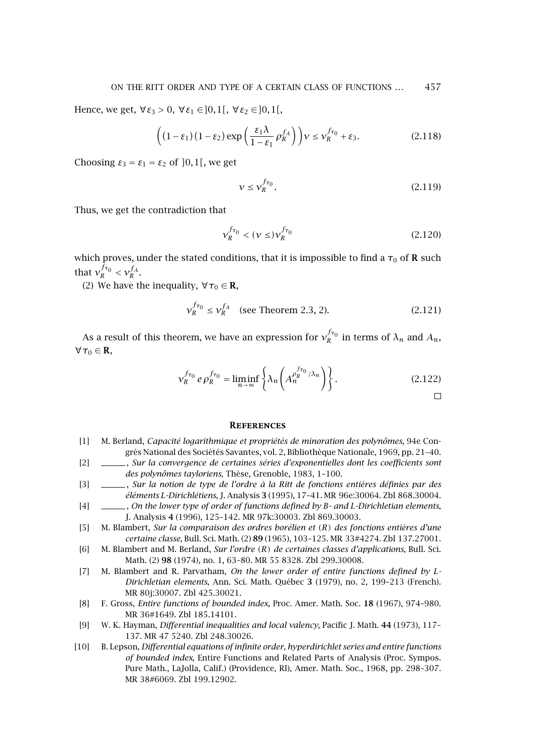Hence, we get, $\forall \varepsilon_3 > 0$, $\forall \varepsilon_1 \in ]0,1[$, $\forall \varepsilon_2 \in ]0,1[$,

$$\left((1-\varepsilon_1)(1-\varepsilon_2)\exp\left(\frac{\varepsilon_1 \lambda}{1-\varepsilon_1}\,\rho_R^{f_A}\right)\right)\nu \le \nu_R^{f_{\tau_0}} + \varepsilon_3. \tag{2.118}$$

Choosing $\varepsilon_3 = \varepsilon_1 = \varepsilon_2$ of $]0,1[$, we get

$$\nu \le \nu_R^{f_{\tau_0}}. \tag{2.119}$$

Thus, we get the contradiction that

$$\nu_R^{f_{\tau_0}} < (\nu \le) \nu_R^{f_{\tau_0}} \tag{2.120}$$

which proves, under the stated conditions, that it is impossible to find a $\tau_0$ of $\mathbf{R}$ such that $\nu_R^{f_{\tau_0}} < \nu_R^{f_A}$.

(2) We have the inequality, $\forall \tau_0 \in \mathbf{R}$,

$$\nu_R^{f_{\tau_0}} \le \nu_R^{f_A} \quad \text{(see Theorem 2.3, 2).} \tag{2.121}$$

As a result of this theorem, we have an expression for $\nu_R^{f_{\tau_0}}$ in terms of $\lambda_n$ and $A_n$, $\forall \tau_0 \in \mathbf{R}$,

$$\nu_R^{f_{\tau_0}}\, e\, \rho_R^{f_{\tau_0}} = \liminf_{n\to\infty}\left\{\lambda_n \left(A_n^{\rho_R^{f_{\tau_0}}/\lambda_n}\right)\right\}. \tag{2.122}$$

□

## References

[1] M. Berland, *Capacité logarithmique et propriétés de minoration des polynômes*, 94e Congrès National des Sociétés Savantes, vol. 2, Bibliothèque Nationale, 1969, pp. 21–40.

[2] ______, *Sur la convergence de certaines séries d'exponentielles dont les coefficients sont des polynômes tayloriens*, Thèse, Grenoble, 1983, 1–100.

[3] ______, *Sur la notion de type de l'ordre à la Ritt de fonctions entières définies par des éléments L-Dirichlétiens*, J. Analysis **3** (1995), 17–41. MR 96e:30064. Zbl 868.30004.

[4] ______, *On the lower type of order of functions defined by B- and L-Dirichletian elements*, J. Analysis **4** (1996), 125–142. MR 97k:30003. Zbl 869.30003.

[5] M. Blambert, *Sur la comparaison des ordres borélien et (R) des fonctions entières d'une certaine classe*, Bull. Sci. Math. (2) **89** (1965), 103–125. MR 33#4274. Zbl 137.27001.

[6] M. Blambert and M. Berland, *Sur l'ordre (R) de certaines classes d'applications*, Bull. Sci. Math. (2) **98** (1974), no. 1, 63–80. MR 55 8328. Zbl 299.30008.

[7] M. Blambert and R. Parvatham, *On the lower order of entire functions defined by L-Dirichletian elements*, Ann. Sci. Math. Québec **3** (1979), no. 2, 199–213 (French). MR 80j:30007. Zbl 425.30021.

[8] F. Gross, *Entire functions of bounded index*, Proc. Amer. Math. Soc. **18** (1967), 974–980. MR 36#1649. Zbl 185.14101.

[9] W. K. Hayman, *Differential inequalities and local valency*, Pacific J. Math. **44** (1973), 117–137. MR 47 5240. Zbl 248.30026.

[10] B. Lepson, *Differential equations of infinite order, hyperdirichlet series and entire functions of bounded index*, Entire Functions and Related Parts of Analysis (Proc. Sympos. Pure Math., LaJolla, Calif.) (Providence, RI), Amer. Math. Soc., 1968, pp. 298–307. MR 38#6069. Zbl 199.12902.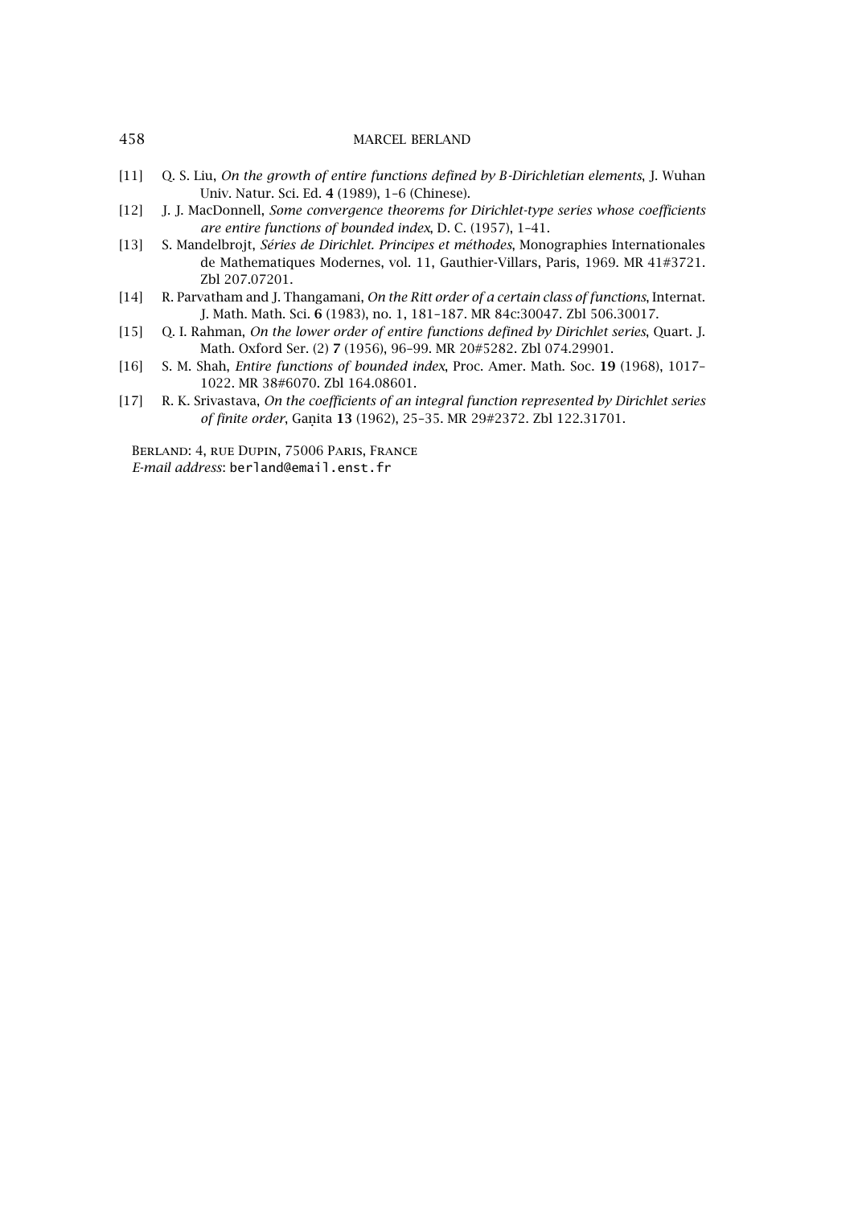[11] Q. S. Liu, *On the growth of entire functions defined by B-Dirichletian elements*, J. Wuhan Univ. Natur. Sci. Ed. **4** (1989), 1–6 (Chinese).

[12] J. J. MacDonnell, *Some convergence theorems for Dirichlet-type series whose coefficients are entire functions of bounded index*, D. C. (1957), 1–41.

[13] S. Mandelbrojt, *Séries de Dirichlet. Principes et méthodes*, Monographies Internationales de Mathematiques Modernes, vol. 11, Gauthier-Villars, Paris, 1969. MR 41#3721. Zbl 207.07201.

[14] R. Parvatham and J. Thangamani, *On the Ritt order of a certain class of functions*, Internat. J. Math. Math. Sci. **6** (1983), no. 1, 181–187. MR 84c:30047. Zbl 506.30017.

[15] Q. I. Rahman, *On the lower order of entire functions defined by Dirichlet series*, Quart. J. Math. Oxford Ser. (2) **7** (1956), 96–99. MR 20#5282. Zbl 074.29901.

[16] S. M. Shah, *Entire functions of bounded index*, Proc. Amer. Math. Soc. **19** (1968), 1017–1022. MR 38#6070. Zbl 164.08601.

[17] R. K. Srivastava, *On the coefficients of an integral function represented by Dirichlet series of finite order*, Gaṇita **13** (1962), 25–35. MR 29#2372. Zbl 122.31701.

Berland: 4, rue Dupin, 75006 Paris, France
*E-mail address*: berland@email.enst.fr